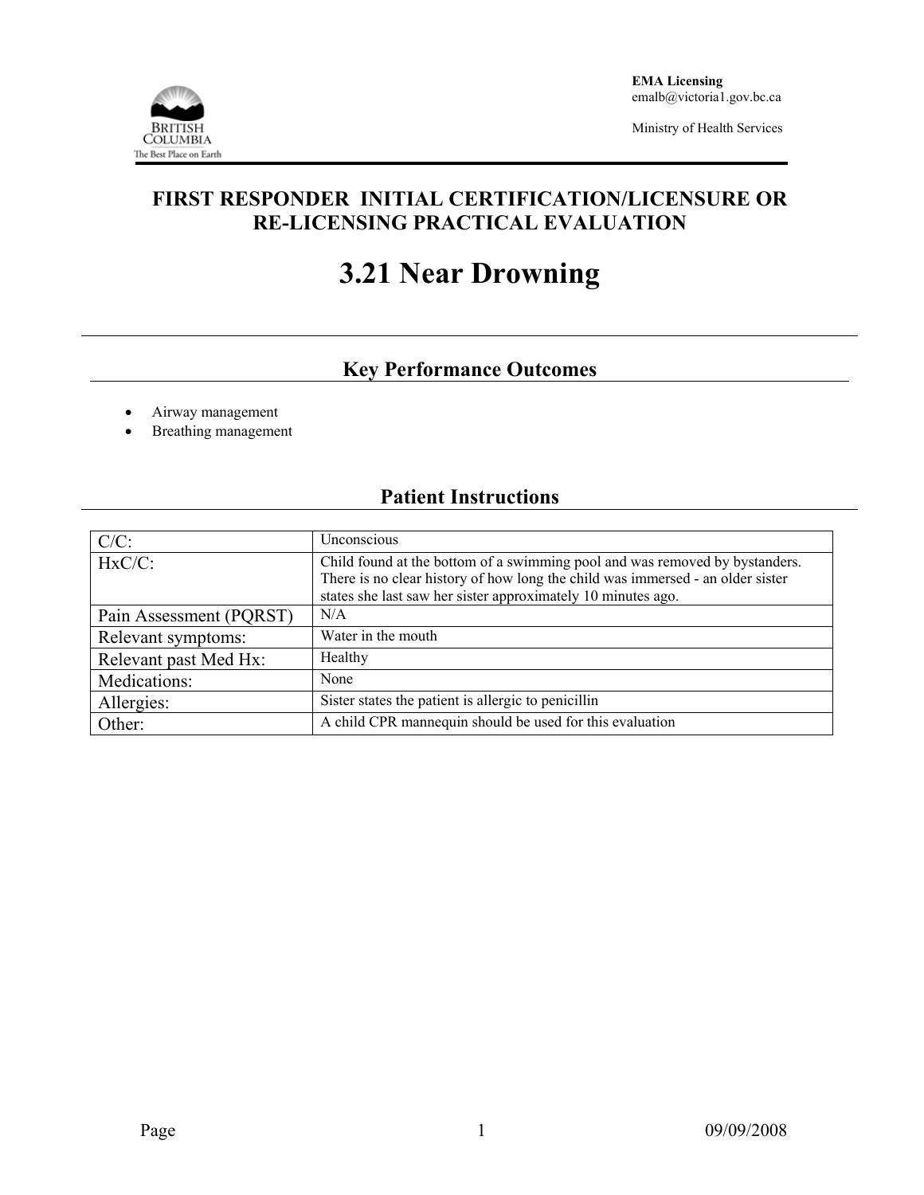**EMA Licensing**
emalb@victoria1.gov.bc.ca

Ministry of Health Services

# FIRST RESPONDER INITIAL CERTIFICATION/LICENSURE OR RE-LICENSING PRACTICAL EVALUATION

# 3.21 Near Drowning

## Key Performance Outcomes

- Airway management
- Breathing management

## Patient Instructions

| C/C: | Unconscious |
|---|---|
| HxC/C: | Child found at the bottom of a swimming pool and was removed by bystanders. There is no clear history of how long the child was immersed - an older sister states she last saw her sister approximately 10 minutes ago. |
| Pain Assessment (PQRST) | N/A |
| Relevant symptoms: | Water in the mouth |
| Relevant past Med Hx: | Healthy |
| Medications: | None |
| Allergies: | Sister states the patient is allergic to penicillin |
| Other: | A child CPR mannequin should be used for this evaluation |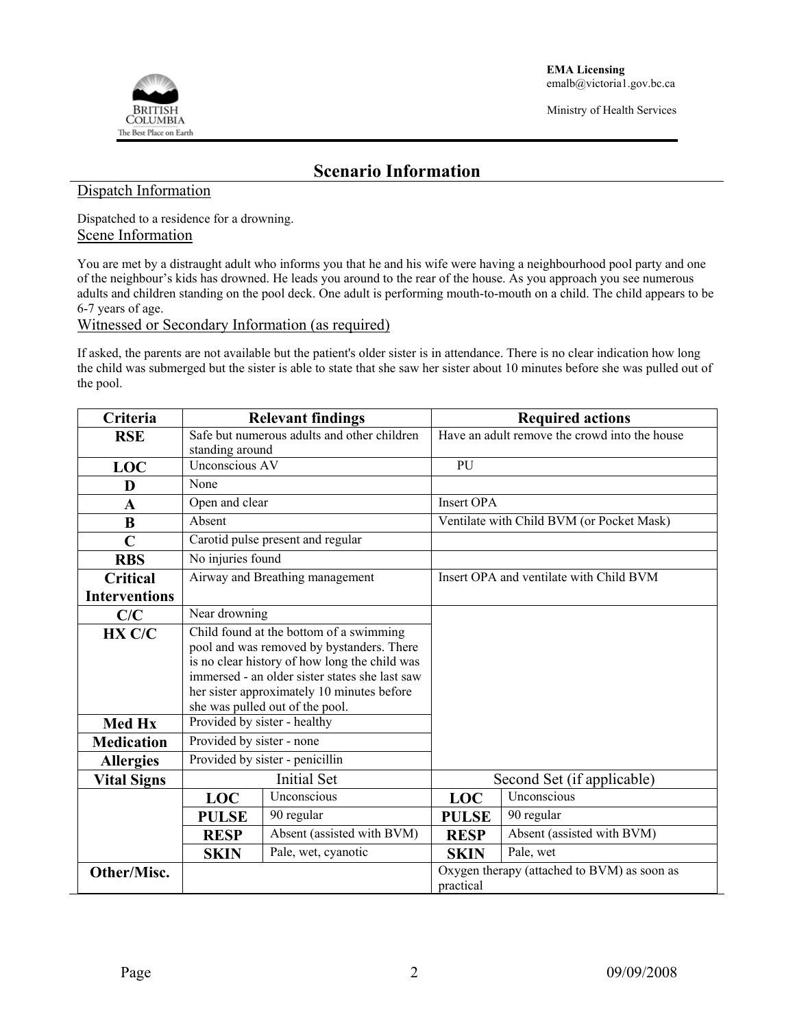## Scenario Information

Dispatch Information

Dispatched to a residence for a drowning.

Scene Information

You are met by a distraught adult who informs you that he and his wife were having a neighbourhood pool party and one of the neighbour's kids has drowned. He leads you around to the rear of the house. As you approach you see numerous adults and children standing on the pool deck. One adult is performing mouth-to-mouth on a child. The child appears to be 6-7 years of age.

Witnessed or Secondary Information (as required)

If asked, the parents are not available but the patient's older sister is in attendance. There is no clear indication how long the child was submerged but the sister is able to state that she saw her sister about 10 minutes before she was pulled out of the pool.

| Criteria | Relevant findings | | Required actions | |
|---|---|---|---|---|
| **RSE** | Safe but numerous adults and other children standing around | | Have an adult remove the crowd into the house | |
| **LOC** | Unconscious AV | | PU | |
| **D** | None | | | |
| **A** | Open and clear | | Insert OPA | |
| **B** | Absent | | Ventilate with Child BVM (or Pocket Mask) | |
| **C** | Carotid pulse present and regular | | | |
| **RBS** | No injuries found | | | |
| **Critical Interventions** | Airway and Breathing management | | Insert OPA and ventilate with Child BVM | |
| **C/C** | Near drowning | | | |
| **HX C/C** | Child found at the bottom of a swimming pool and was removed by bystanders. There is no clear history of how long the child was immersed - an older sister states she last saw her sister approximately 10 minutes before she was pulled out of the pool. | | | |
| **Med Hx** | Provided by sister - healthy | | | |
| **Medication** | Provided by sister - none | | | |
| **Allergies** | Provided by sister - penicillin | | | |
| **Vital Signs** | Initial Set | | Second Set (if applicable) | |
| | **LOC** | Unconscious | **LOC** | Unconscious |
| | **PULSE** | 90 regular | **PULSE** | 90 regular |
| | **RESP** | Absent (assisted with BVM) | **RESP** | Absent (assisted with BVM) |
| | **SKIN** | Pale, wet, cyanotic | **SKIN** | Pale, wet |
| **Other/Misc.** | | | Oxygen therapy (attached to BVM) as soon as practical | |